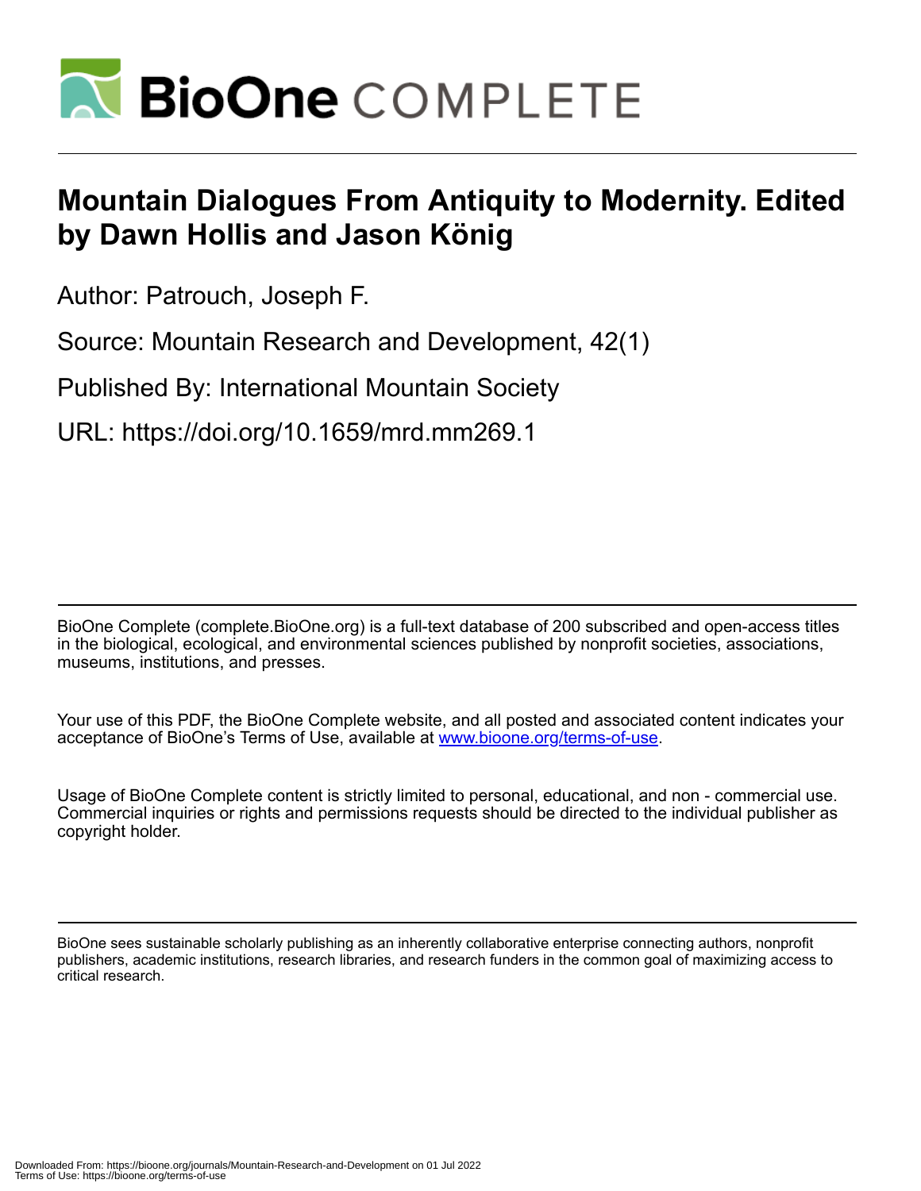# Mountain Dialogues From Antiquity to Modernity. Edited by Dawn Hollis and Jason König

Author: Patrouch, Joseph F.

Source: Mountain Research and Development, 42(1)

Published By: International Mountain Society

URL: https://doi.org/10.1659/mrd.mm269.1

---

BioOne Complete (complete.BioOne.org) is a full-text database of 200 subscribed and open-access titles in the biological, ecological, and environmental sciences published by nonprofit societies, associations, museums, institutions, and presses.

Your use of this PDF, the BioOne Complete website, and all posted and associated content indicates your acceptance of BioOne's Terms of Use, available at www.bioone.org/terms-of-use.

Usage of BioOne Complete content is strictly limited to personal, educational, and non - commercial use. Commercial inquiries or rights and permissions requests should be directed to the individual publisher as copyright holder.

---

BioOne sees sustainable scholarly publishing as an inherently collaborative enterprise connecting authors, nonprofit publishers, academic institutions, research libraries, and research funders in the common goal of maximizing access to critical research.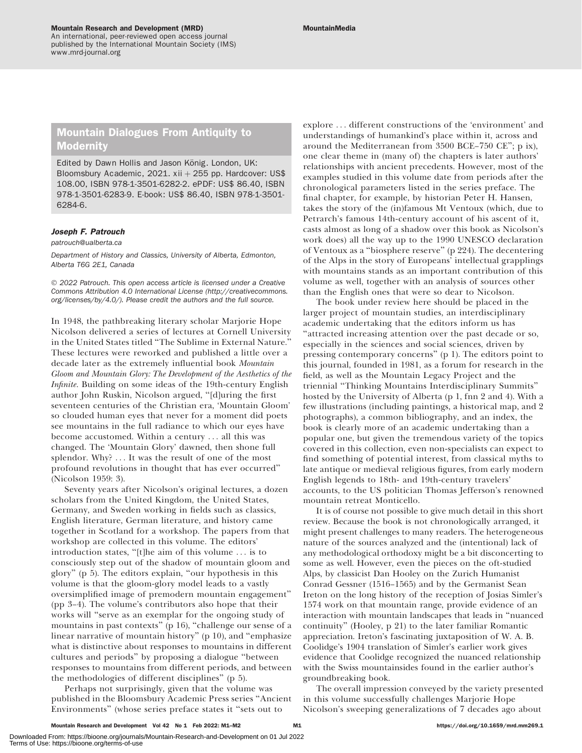# Mountain Dialogues From Antiquity to Modernity

Edited by Dawn Hollis and Jason König. London, UK: Bloomsbury Academic, 2021. xii + 255 pp. Hardcover: US$ 108.00, ISBN 978-1-3501-6282-2. ePDF: US$ 86.40, ISBN 978-1-3501-6283-9. E-book: US$ 86.40, ISBN 978-1-3501-6284-6.

***Joseph F. Patrouch***

*patrouch@ualberta.ca*

*Department of History and Classics, University of Alberta, Edmonton, Alberta T6G 2E1, Canada*

*© 2022 Patrouch. This open access article is licensed under a Creative Commons Attribution 4.0 International License (http://creativecommons.org/licenses/by/4.0/). Please credit the authors and the full source.*

In 1948, the pathbreaking literary scholar Marjorie Hope Nicolson delivered a series of lectures at Cornell University in the United States titled "The Sublime in External Nature." These lectures were reworked and published a little over a decade later as the extremely influential book *Mountain Gloom and Mountain Glory: The Development of the Aesthetics of the Infinite*. Building on some ideas of the 19th-century English author John Ruskin, Nicolson argued, "[d]uring the first seventeen centuries of the Christian era, 'Mountain Gloom' so clouded human eyes that never for a moment did poets see mountains in the full radiance to which our eyes have become accustomed. Within a century … all this was changed. The 'Mountain Glory' dawned, then shone full splendor. Why? … It was the result of one of the most profound revolutions in thought that has ever occurred" (Nicolson 1959: 3).

Seventy years after Nicolson's original lectures, a dozen scholars from the United Kingdom, the United States, Germany, and Sweden working in fields such as classics, English literature, German literature, and history came together in Scotland for a workshop. The papers from that workshop are collected in this volume. The editors' introduction states, "[t]he aim of this volume … is to consciously step out of the shadow of mountain gloom and glory" (p 5). The editors explain, "our hypothesis in this volume is that the gloom-glory model leads to a vastly oversimplified image of premodern mountain engagement" (pp 3–4). The volume's contributors also hope that their works will "serve as an exemplar for the ongoing study of mountains in past contexts" (p 16), "challenge our sense of a linear narrative of mountain history" (p 10), and "emphasize what is distinctive about responses to mountains in different cultures and periods" by proposing a dialogue "between responses to mountains from different periods, and between the methodologies of different disciplines" (p 5).

Perhaps not surprisingly, given that the volume was published in the Bloomsbury Academic Press series "Ancient Environments" (whose series preface states it "sets out to explore … different constructions of the 'environment' and understandings of humankind's place within it, across and around the Mediterranean from 3500 BCE–750 CE"; p ix), one clear theme in (many of) the chapters is later authors' relationships with ancient precedents. However, most of the examples studied in this volume date from periods after the chronological parameters listed in the series preface. The final chapter, for example, by historian Peter H. Hansen, takes the story of the (in)famous Mt Ventoux (which, due to Petrarch's famous 14th-century account of his ascent of it, casts almost as long of a shadow over this book as Nicolson's work does) all the way up to the 1990 UNESCO declaration of Ventoux as a "biosphere reserve" (p 224). The decentering of the Alps in the story of Europeans' intellectual grapplings with mountains stands as an important contribution of this volume as well, together with an analysis of sources other than the English ones that were so dear to Nicolson.

The book under review here should be placed in the larger project of mountain studies, an interdisciplinary academic undertaking that the editors inform us has "attracted increasing attention over the past decade or so, especially in the sciences and social sciences, driven by pressing contemporary concerns" (p 1). The editors point to this journal, founded in 1981, as a forum for research in the field, as well as the Mountain Legacy Project and the triennial "Thinking Mountains Interdisciplinary Summits" hosted by the University of Alberta (p 1, fnn 2 and 4). With a few illustrations (including paintings, a historical map, and 2 photographs), a common bibliography, and an index, the book is clearly more of an academic undertaking than a popular one, but given the tremendous variety of the topics covered in this collection, even non-specialists can expect to find something of potential interest, from classical myths to late antique or medieval religious figures, from early modern English legends to 18th- and 19th-century travelers' accounts, to the US politician Thomas Jefferson's renowned mountain retreat Monticello.

It is of course not possible to give much detail in this short review. Because the book is not chronologically arranged, it might present challenges to many readers. The heterogeneous nature of the sources analyzed and the (intentional) lack of any methodological orthodoxy might be a bit disconcerting to some as well. However, even the pieces on the oft-studied Alps, by classicist Dan Hooley on the Zurich Humanist Conrad Gessner (1516–1565) and by the Germanist Sean Ireton on the long history of the reception of Josias Simler's 1574 work on that mountain range, provide evidence of an interaction with mountain landscapes that leads in "nuanced continuity" (Hooley, p 21) to the later familiar Romantic appreciation. Ireton's fascinating juxtaposition of W. A. B. Coolidge's 1904 translation of Simler's earlier work gives evidence that Coolidge recognized the nuanced relationship with the Swiss mountainsides found in the earlier author's groundbreaking book.

The overall impression conveyed by the variety presented in this volume successfully challenges Marjorie Hope Nicolson's sweeping generalizations of 7 decades ago about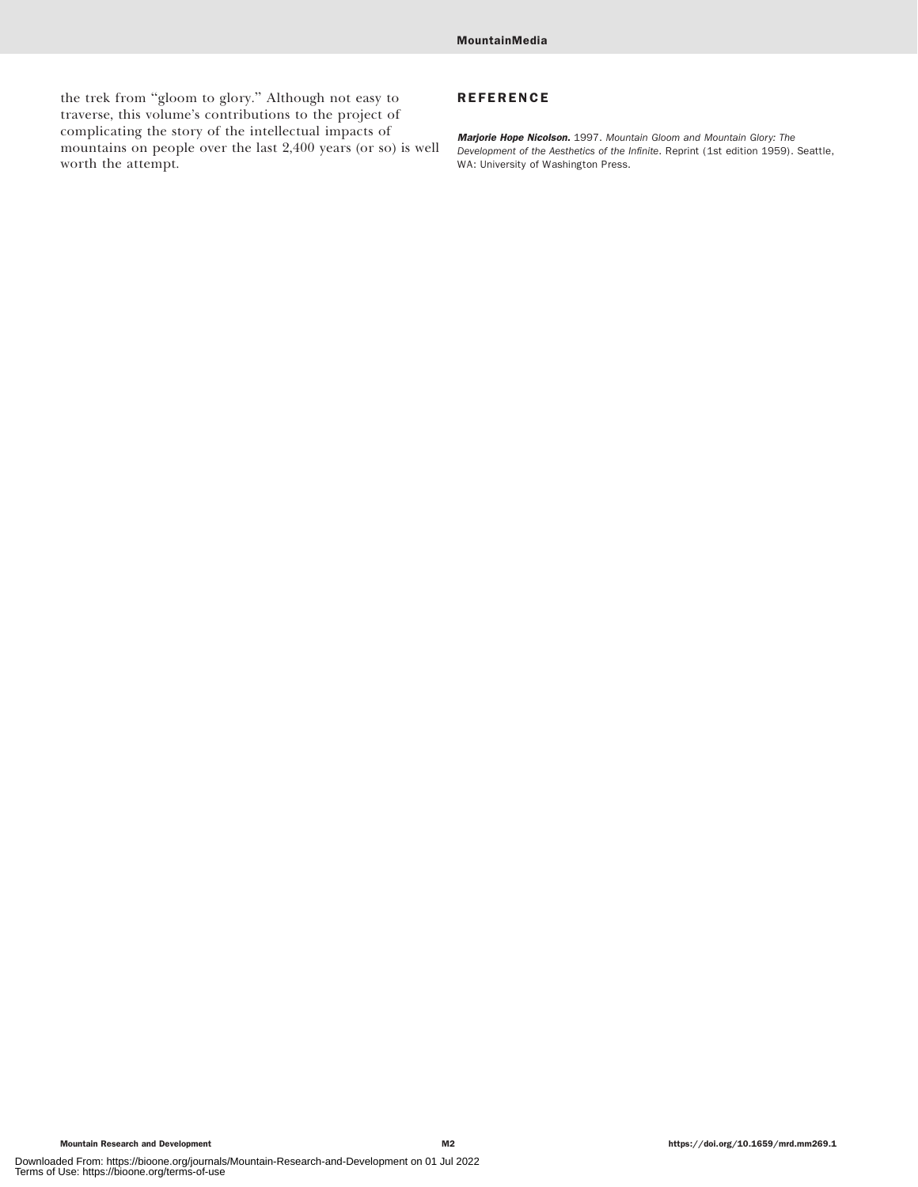the trek from "gloom to glory." Although not easy to traverse, this volume's contributions to the project of complicating the story of the intellectual impacts of mountains on people over the last 2,400 years (or so) is well worth the attempt.

## REFERENCE

***Marjorie Hope Nicolson.*** 1997. *Mountain Gloom and Mountain Glory: The Development of the Aesthetics of the Infinite*. Reprint (1st edition 1959). Seattle, WA: University of Washington Press.